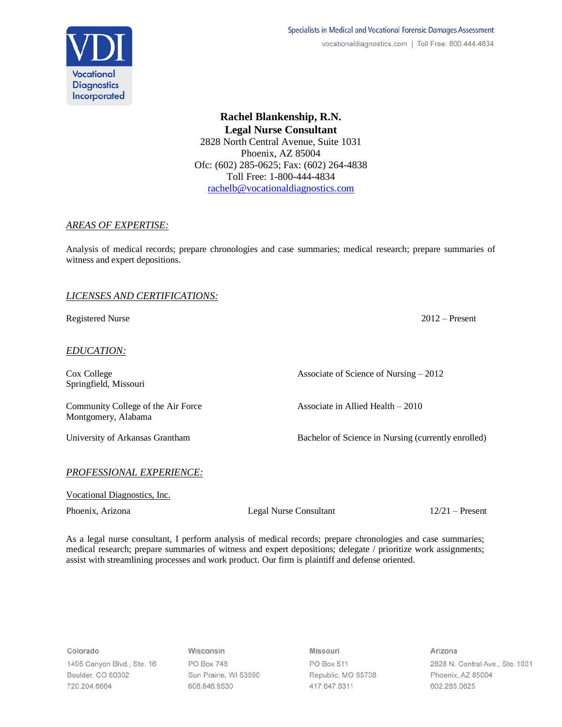VDI Vocational Diagnostics Incorporated

Specialists in Medical and Vocational Forensic Damages Assessment
vocationaldiagnostics.com | Toll Free: 800.444.4834

**Rachel Blankenship, R.N.**
**Legal Nurse Consultant**
2828 North Central Avenue, Suite 1031
Phoenix, AZ 85004
Ofc: (602) 285-0625; Fax: (602) 264-4838
Toll Free: 1-800-444-4834
rachelb@vocationaldiagnostics.com

## *AREAS OF EXPERTISE:*

Analysis of medical records; prepare chronologies and case summaries; medical research; prepare summaries of witness and expert depositions.

## *LICENSES AND CERTIFICATIONS:*

Registered Nurse — 2012 – Present

## *EDUCATION:*

Cox College, Springfield, Missouri — Associate of Science of Nursing – 2012

Community College of the Air Force, Montgomery, Alabama — Associate in Allied Health – 2010

University of Arkansas Grantham — Bachelor of Science in Nursing (currently enrolled)

## *PROFESSIONAL EXPERIENCE:*

Vocational Diagnostics, Inc.

Phoenix, Arizona — Legal Nurse Consultant — 12/21 – Present

As a legal nurse consultant, I perform analysis of medical records; prepare chronologies and case summaries; medical research; prepare summaries of witness and expert depositions; delegate / prioritize work assignments; assist with streamlining processes and work product. Our firm is plaintiff and defense oriented.

| Colorado | Wisconsin | Missouri | Arizona |
|---|---|---|---|
| 1495 Canyon Blvd., Ste. 16 | PO Box 748 | PO Box 511 | 2828 N. Central Ave., Ste. 1031 |
| Boulder, CO 80302 | Sun Prairie, WI 53590 | Republic, MO 65738 | Phoenix, AZ 85004 |
| 720.204.6664 | 608.846.9530 | 417.647.5311 | 602.285.0625 |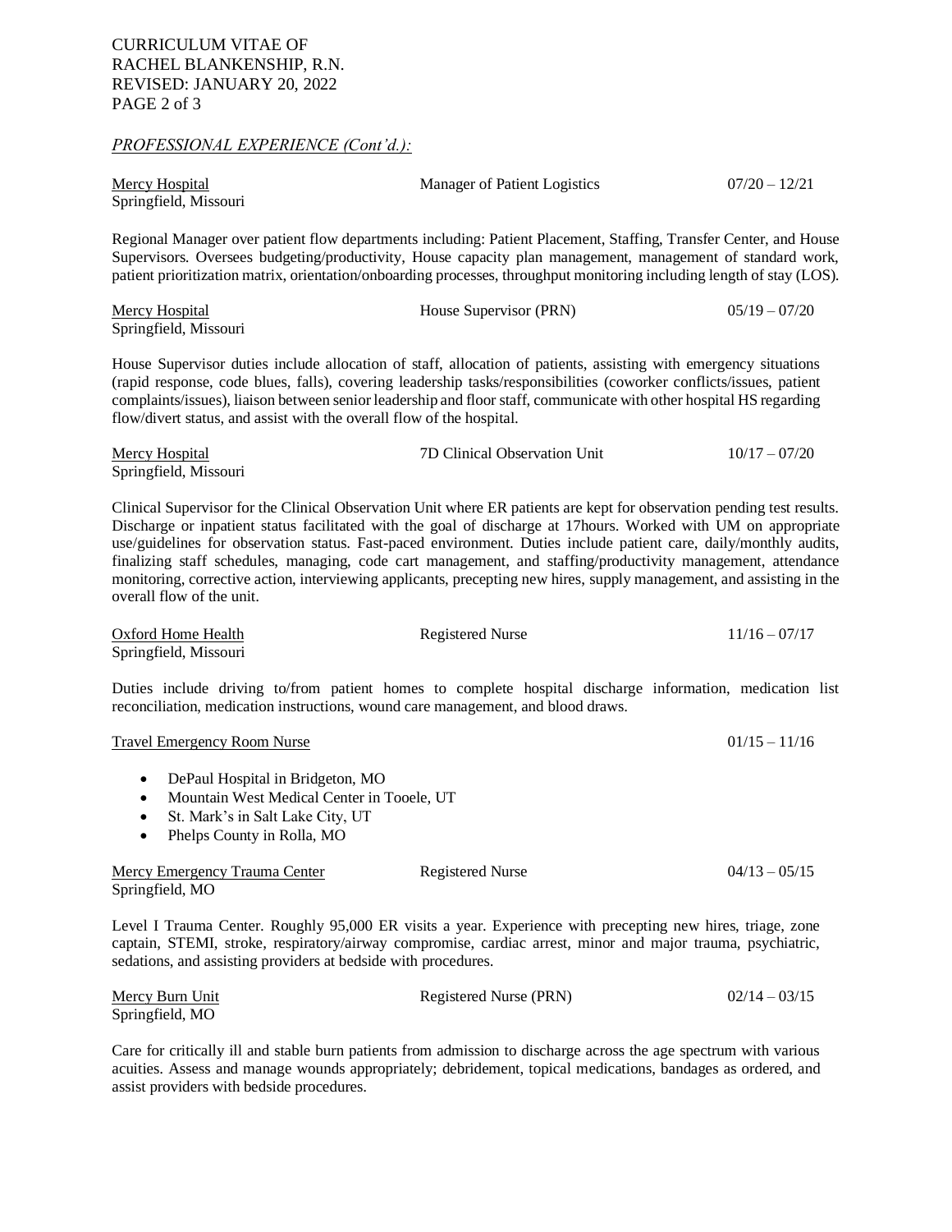*PROFESSIONAL EXPERIENCE (Cont'd.):*

Mercy Hospital — Manager of Patient Logistics — 07/20 – 12/21
Springfield, Missouri

Regional Manager over patient flow departments including: Patient Placement, Staffing, Transfer Center, and House Supervisors. Oversees budgeting/productivity, House capacity plan management, management of standard work, patient prioritization matrix, orientation/onboarding processes, throughput monitoring including length of stay (LOS).

Mercy Hospital — House Supervisor (PRN) — 05/19 – 07/20
Springfield, Missouri

House Supervisor duties include allocation of staff, allocation of patients, assisting with emergency situations (rapid response, code blues, falls), covering leadership tasks/responsibilities (coworker conflicts/issues, patient complaints/issues), liaison between senior leadership and floor staff, communicate with other hospital HS regarding flow/divert status, and assist with the overall flow of the hospital.

Mercy Hospital — 7D Clinical Observation Unit — 10/17 – 07/20
Springfield, Missouri

Clinical Supervisor for the Clinical Observation Unit where ER patients are kept for observation pending test results. Discharge or inpatient status facilitated with the goal of discharge at 17hours. Worked with UM on appropriate use/guidelines for observation status. Fast-paced environment. Duties include patient care, daily/monthly audits, finalizing staff schedules, managing, code cart management, and staffing/productivity management, attendance monitoring, corrective action, interviewing applicants, precepting new hires, supply management, and assisting in the overall flow of the unit.

Oxford Home Health — Registered Nurse — 11/16 – 07/17
Springfield, Missouri

Duties include driving to/from patient homes to complete hospital discharge information, medication list reconciliation, medication instructions, wound care management, and blood draws.

Travel Emergency Room Nurse — 01/15 – 11/16

- DePaul Hospital in Bridgeton, MO
- Mountain West Medical Center in Tooele, UT
- St. Mark's in Salt Lake City, UT
- Phelps County in Rolla, MO

Mercy Emergency Trauma Center — Registered Nurse — 04/13 – 05/15
Springfield, MO

Level I Trauma Center. Roughly 95,000 ER visits a year. Experience with precepting new hires, triage, zone captain, STEMI, stroke, respiratory/airway compromise, cardiac arrest, minor and major trauma, psychiatric, sedations, and assisting providers at bedside with procedures.

Mercy Burn Unit — Registered Nurse (PRN) — 02/14 – 03/15
Springfield, MO

Care for critically ill and stable burn patients from admission to discharge across the age spectrum with various acuities. Assess and manage wounds appropriately; debridement, topical medications, bandages as ordered, and assist providers with bedside procedures.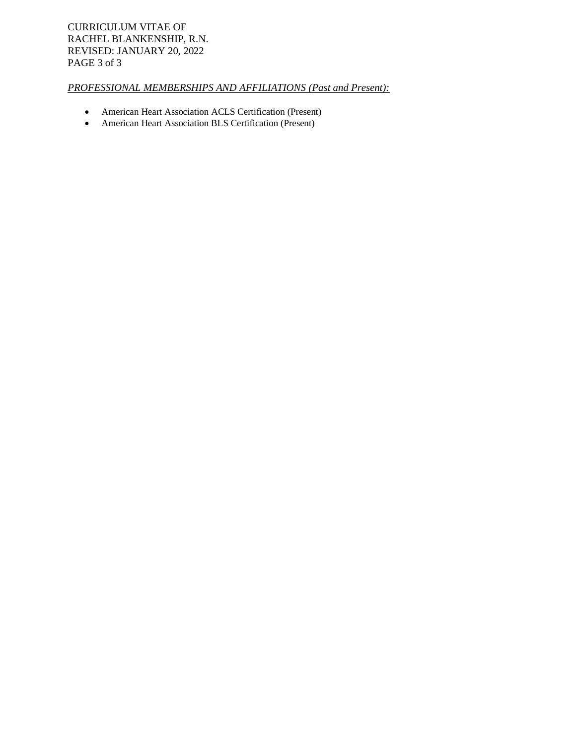*PROFESSIONAL MEMBERSHIPS AND AFFILIATIONS (Past and Present):*

- American Heart Association ACLS Certification (Present)
- American Heart Association BLS Certification (Present)